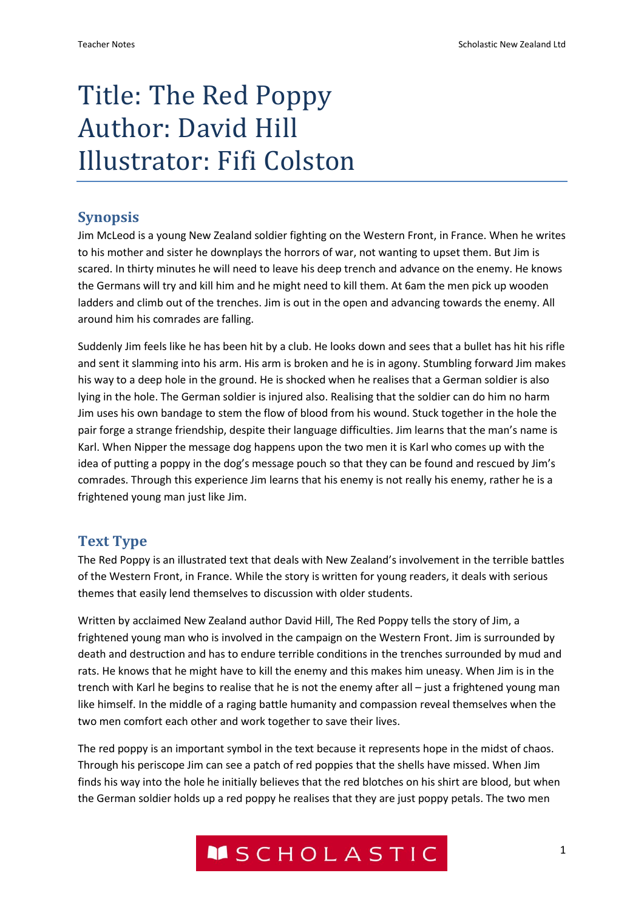# Title: The Red Poppy
# Author: David Hill
# Illustrator: Fifi Colston

## Synopsis

Jim McLeod is a young New Zealand soldier fighting on the Western Front, in France. When he writes to his mother and sister he downplays the horrors of war, not wanting to upset them. But Jim is scared. In thirty minutes he will need to leave his deep trench and advance on the enemy. He knows the Germans will try and kill him and he might need to kill them. At 6am the men pick up wooden ladders and climb out of the trenches. Jim is out in the open and advancing towards the enemy. All around him his comrades are falling.

Suddenly Jim feels like he has been hit by a club. He looks down and sees that a bullet has hit his rifle and sent it slamming into his arm. His arm is broken and he is in agony. Stumbling forward Jim makes his way to a deep hole in the ground. He is shocked when he realises that a German soldier is also lying in the hole. The German soldier is injured also. Realising that the soldier can do him no harm Jim uses his own bandage to stem the flow of blood from his wound. Stuck together in the hole the pair forge a strange friendship, despite their language difficulties. Jim learns that the man's name is Karl. When Nipper the message dog happens upon the two men it is Karl who comes up with the idea of putting a poppy in the dog's message pouch so that they can be found and rescued by Jim's comrades. Through this experience Jim learns that his enemy is not really his enemy, rather he is a frightened young man just like Jim.

## Text Type

The Red Poppy is an illustrated text that deals with New Zealand's involvement in the terrible battles of the Western Front, in France. While the story is written for young readers, it deals with serious themes that easily lend themselves to discussion with older students.

Written by acclaimed New Zealand author David Hill, The Red Poppy tells the story of Jim, a frightened young man who is involved in the campaign on the Western Front. Jim is surrounded by death and destruction and has to endure terrible conditions in the trenches surrounded by mud and rats. He knows that he might have to kill the enemy and this makes him uneasy. When Jim is in the trench with Karl he begins to realise that he is not the enemy after all – just a frightened young man like himself. In the middle of a raging battle humanity and compassion reveal themselves when the two men comfort each other and work together to save their lives.

The red poppy is an important symbol in the text because it represents hope in the midst of chaos. Through his periscope Jim can see a patch of red poppies that the shells have missed. When Jim finds his way into the hole he initially believes that the red blotches on his shirt are blood, but when the German soldier holds up a red poppy he realises that they are just poppy petals. The two men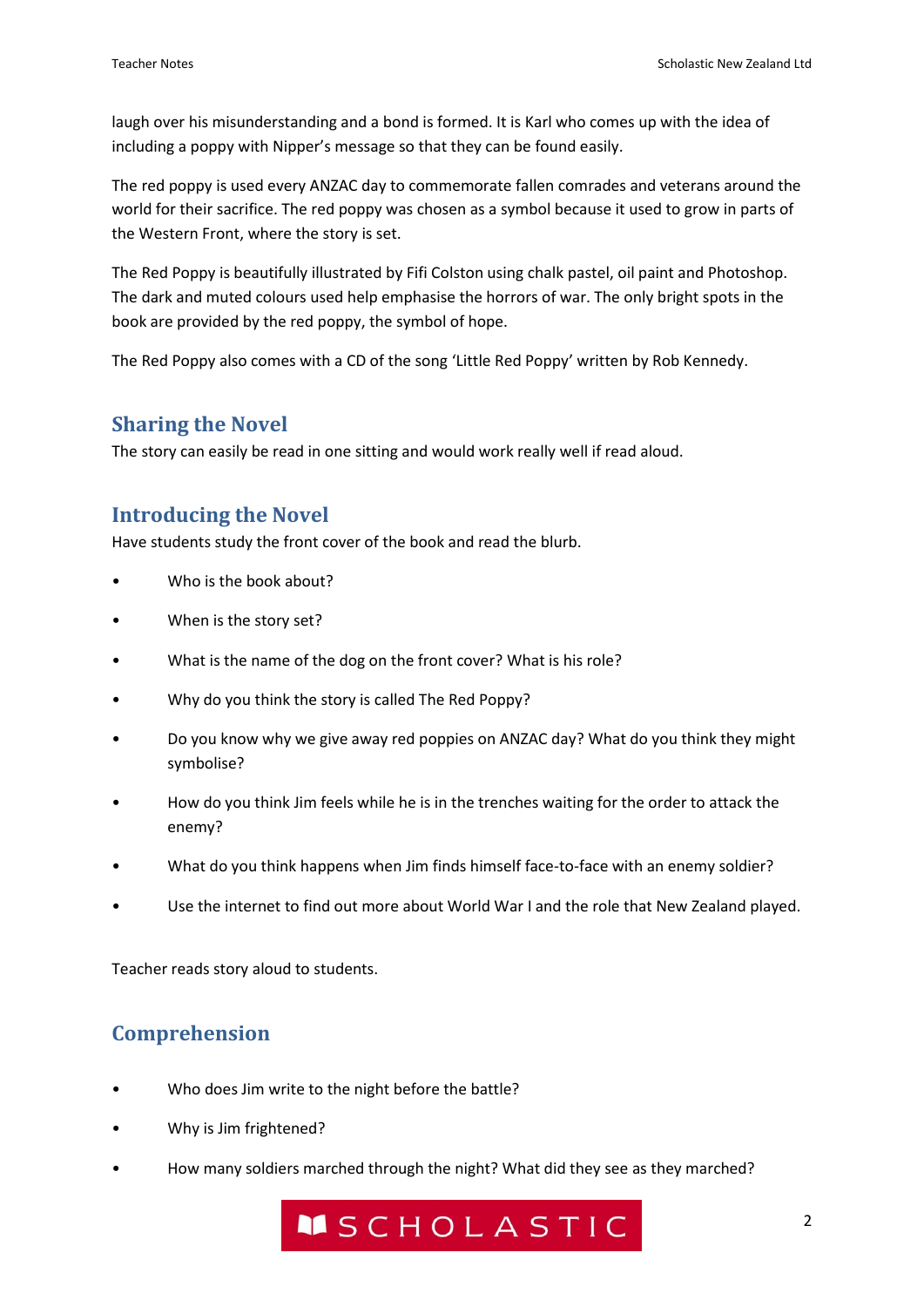laugh over his misunderstanding and a bond is formed. It is Karl who comes up with the idea of including a poppy with Nipper's message so that they can be found easily.

The red poppy is used every ANZAC day to commemorate fallen comrades and veterans around the world for their sacrifice. The red poppy was chosen as a symbol because it used to grow in parts of the Western Front, where the story is set.

The Red Poppy is beautifully illustrated by Fifi Colston using chalk pastel, oil paint and Photoshop. The dark and muted colours used help emphasise the horrors of war. The only bright spots in the book are provided by the red poppy, the symbol of hope.

The Red Poppy also comes with a CD of the song 'Little Red Poppy' written by Rob Kennedy.

## Sharing the Novel

The story can easily be read in one sitting and would work really well if read aloud.

## Introducing the Novel

Have students study the front cover of the book and read the blurb.

- Who is the book about?
- When is the story set?
- What is the name of the dog on the front cover? What is his role?
- Why do you think the story is called The Red Poppy?
- Do you know why we give away red poppies on ANZAC day? What do you think they might symbolise?
- How do you think Jim feels while he is in the trenches waiting for the order to attack the enemy?
- What do you think happens when Jim finds himself face-to-face with an enemy soldier?
- Use the internet to find out more about World War I and the role that New Zealand played.

Teacher reads story aloud to students.

## Comprehension

- Who does Jim write to the night before the battle?
- Why is Jim frightened?
- How many soldiers marched through the night? What did they see as they marched?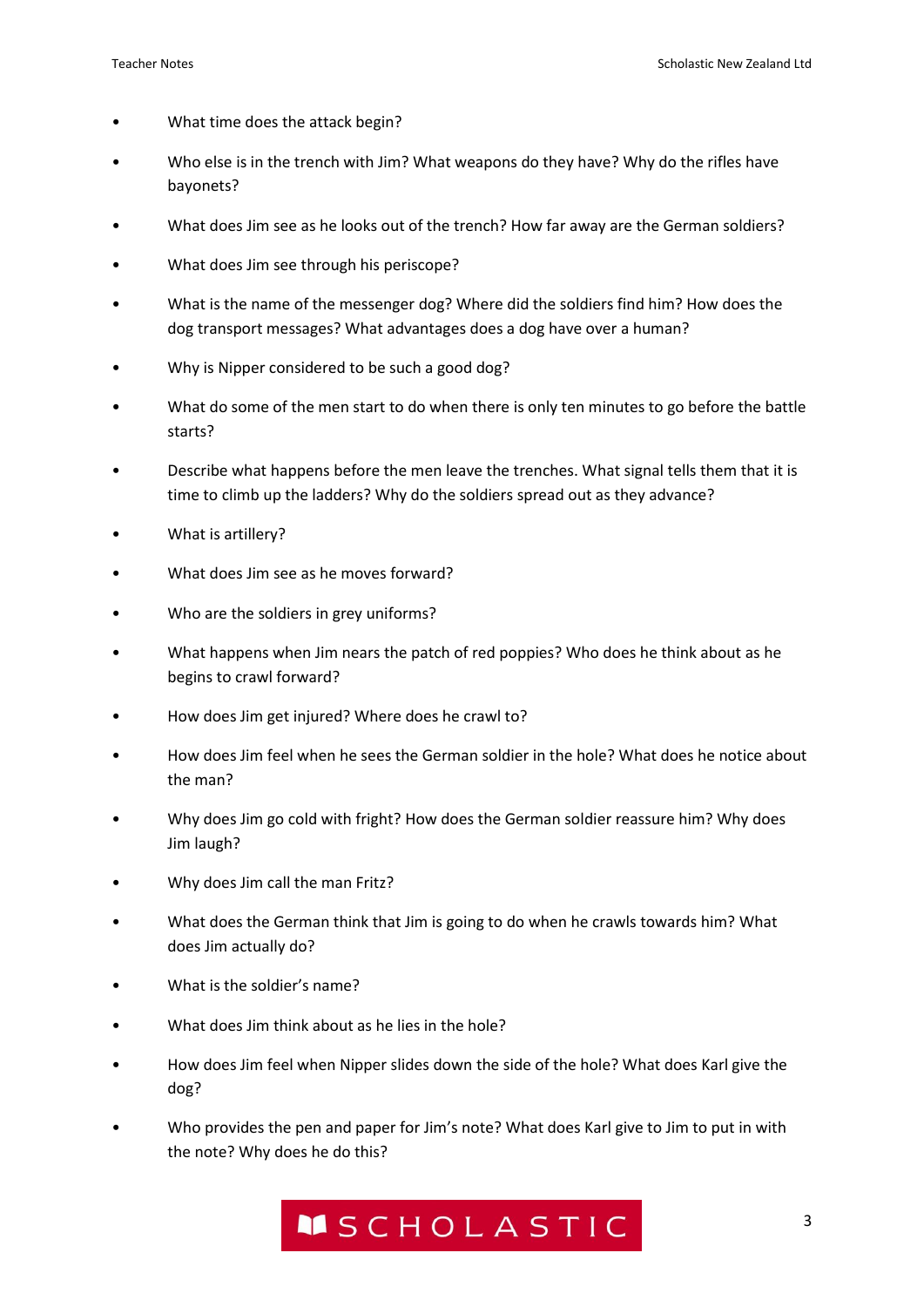- What time does the attack begin?
- Who else is in the trench with Jim? What weapons do they have? Why do the rifles have bayonets?
- What does Jim see as he looks out of the trench? How far away are the German soldiers?
- What does Jim see through his periscope?
- What is the name of the messenger dog? Where did the soldiers find him? How does the dog transport messages? What advantages does a dog have over a human?
- Why is Nipper considered to be such a good dog?
- What do some of the men start to do when there is only ten minutes to go before the battle starts?
- Describe what happens before the men leave the trenches. What signal tells them that it is time to climb up the ladders? Why do the soldiers spread out as they advance?
- What is artillery?
- What does Jim see as he moves forward?
- Who are the soldiers in grey uniforms?
- What happens when Jim nears the patch of red poppies? Who does he think about as he begins to crawl forward?
- How does Jim get injured? Where does he crawl to?
- How does Jim feel when he sees the German soldier in the hole? What does he notice about the man?
- Why does Jim go cold with fright? How does the German soldier reassure him? Why does Jim laugh?
- Why does Jim call the man Fritz?
- What does the German think that Jim is going to do when he crawls towards him? What does Jim actually do?
- What is the soldier's name?
- What does Jim think about as he lies in the hole?
- How does Jim feel when Nipper slides down the side of the hole? What does Karl give the dog?
- Who provides the pen and paper for Jim's note? What does Karl give to Jim to put in with the note? Why does he do this?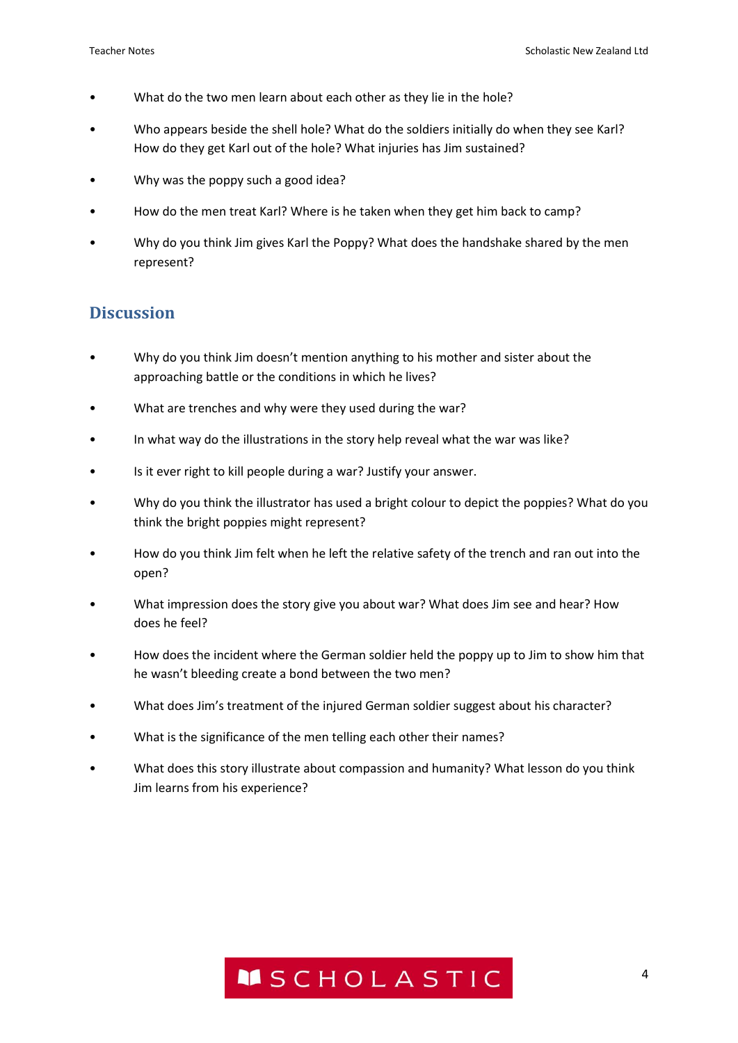- What do the two men learn about each other as they lie in the hole?
- Who appears beside the shell hole? What do the soldiers initially do when they see Karl? How do they get Karl out of the hole? What injuries has Jim sustained?
- Why was the poppy such a good idea?
- How do the men treat Karl? Where is he taken when they get him back to camp?
- Why do you think Jim gives Karl the Poppy? What does the handshake shared by the men represent?

## Discussion

- Why do you think Jim doesn't mention anything to his mother and sister about the approaching battle or the conditions in which he lives?
- What are trenches and why were they used during the war?
- In what way do the illustrations in the story help reveal what the war was like?
- Is it ever right to kill people during a war? Justify your answer.
- Why do you think the illustrator has used a bright colour to depict the poppies? What do you think the bright poppies might represent?
- How do you think Jim felt when he left the relative safety of the trench and ran out into the open?
- What impression does the story give you about war? What does Jim see and hear? How does he feel?
- How does the incident where the German soldier held the poppy up to Jim to show him that he wasn't bleeding create a bond between the two men?
- What does Jim's treatment of the injured German soldier suggest about his character?
- What is the significance of the men telling each other their names?
- What does this story illustrate about compassion and humanity? What lesson do you think Jim learns from his experience?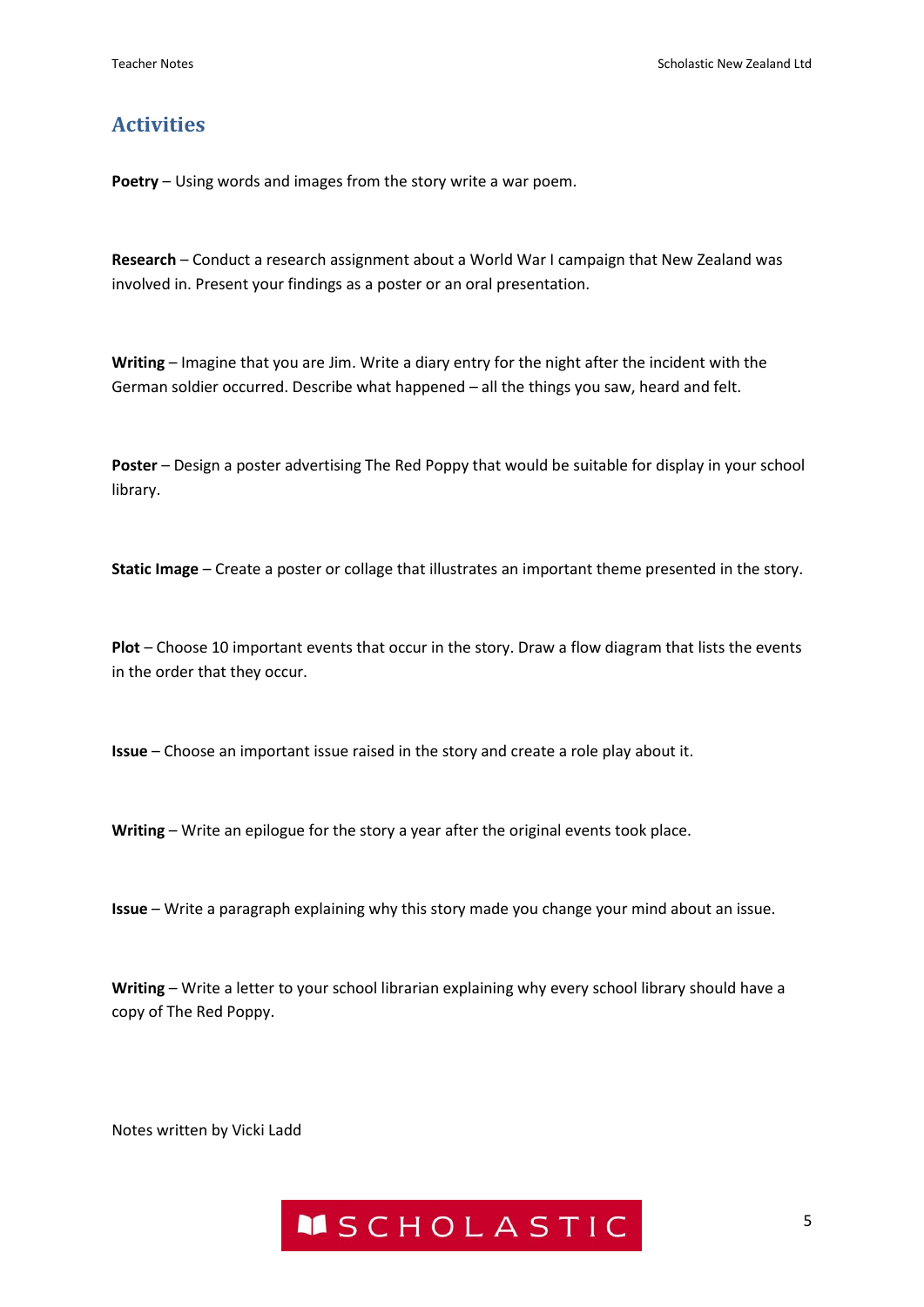## Activities

**Poetry** – Using words and images from the story write a war poem.

**Research** – Conduct a research assignment about a World War I campaign that New Zealand was involved in. Present your findings as a poster or an oral presentation.

**Writing** – Imagine that you are Jim. Write a diary entry for the night after the incident with the German soldier occurred. Describe what happened – all the things you saw, heard and felt.

**Poster** – Design a poster advertising The Red Poppy that would be suitable for display in your school library.

**Static Image** – Create a poster or collage that illustrates an important theme presented in the story.

**Plot** – Choose 10 important events that occur in the story. Draw a flow diagram that lists the events in the order that they occur.

**Issue** – Choose an important issue raised in the story and create a role play about it.

**Writing** – Write an epilogue for the story a year after the original events took place.

**Issue** – Write a paragraph explaining why this story made you change your mind about an issue.

**Writing** – Write a letter to your school librarian explaining why every school library should have a copy of The Red Poppy.

Notes written by Vicki Ladd

SCHOLASTIC